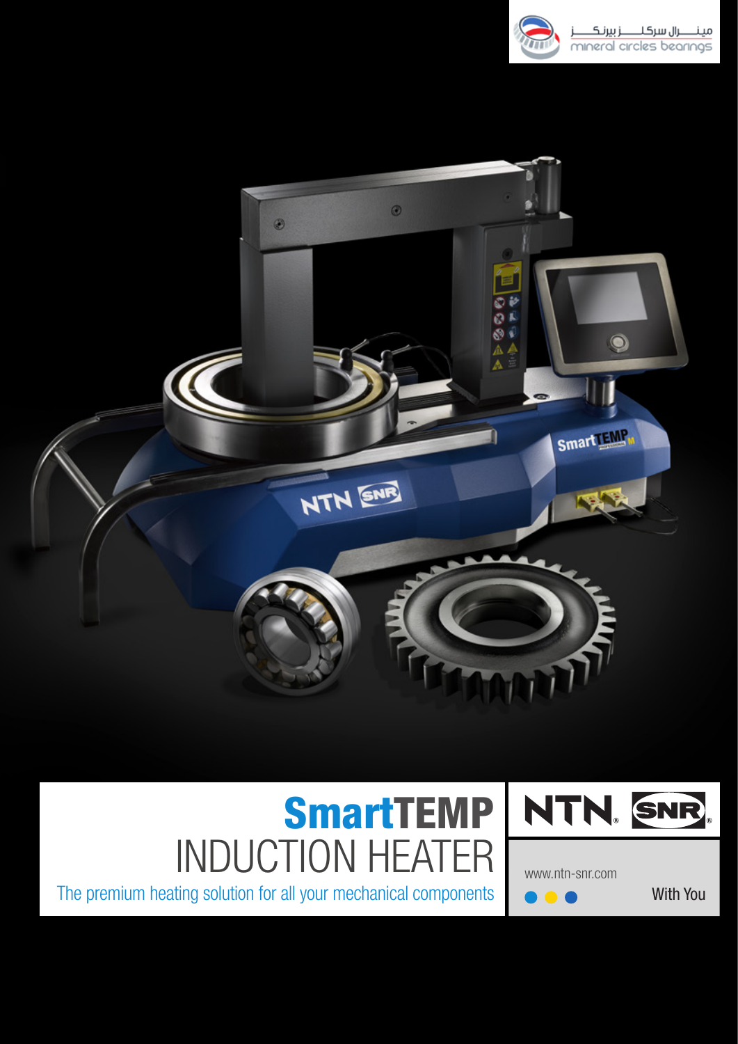مينـــرال سركلـــز بيرنكـــز
mineral circles bearings

# SmartTEMP
## INDUCTION HEATER

The premium heating solution for all your mechanical components

NTN SNR

www.ntn-snr.com

With You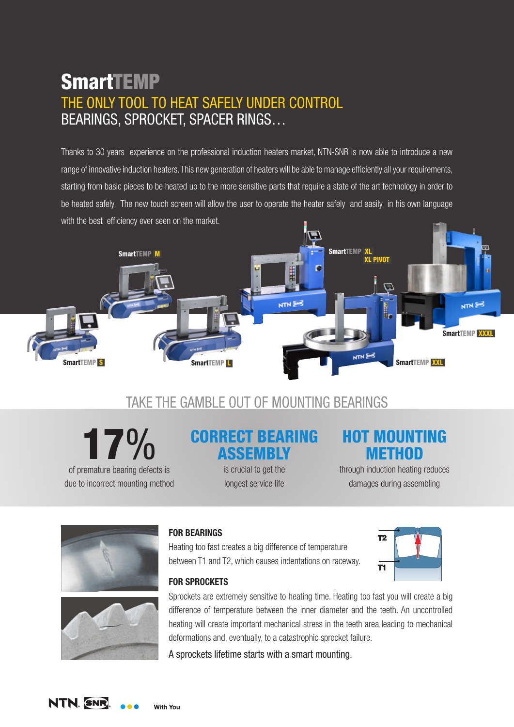# SmartTEMP

## THE ONLY TOOL TO HEAT SAFELY UNDER CONTROL

## BEARINGS, SPROCKET, SPACER RINGS…

Thanks to 30 years experience on the professional induction heaters market, NTN-SNR is now able to introduce a new range of innovative induction heaters. This new generation of heaters will be able to manage efficiently all your requirements, starting from basic pieces to be heated up to the more sensitive parts that require a state of the art technology in order to be heated safely. The new touch screen will allow the user to operate the heater safely and easily in his own language with the best efficiency ever seen on the market.

SmartTEMP S

SmartTEMP M

SmartTEMP L

SmartTEMP XL / XL PIVOT

SmartTEMP XXL

SmartTEMP XXXL

## TAKE THE GAMBLE OUT OF MOUNTING BEARINGS

**17%** of premature bearing defects is due to incorrect mounting method

**CORRECT BEARING ASSEMBLY** is crucial to get the longest service life

**HOT MOUNTING METHOD** through induction heating reduces damages during assembling

### FOR BEARINGS

Heating too fast creates a big difference of temperature between T1 and T2, which causes indentations on raceway.

T2

T1

### FOR SPROCKETS

Sprockets are extremely sensitive to heating time. Heating too fast you will create a big difference of temperature between the inner diameter and the teeth. An uncontrolled heating will create important mechanical stress in the teeth area leading to mechanical deformations and, eventually, to a catastrophic sprocket failure.

A sprockets lifetime starts with a smart mounting.

NTN SNR With You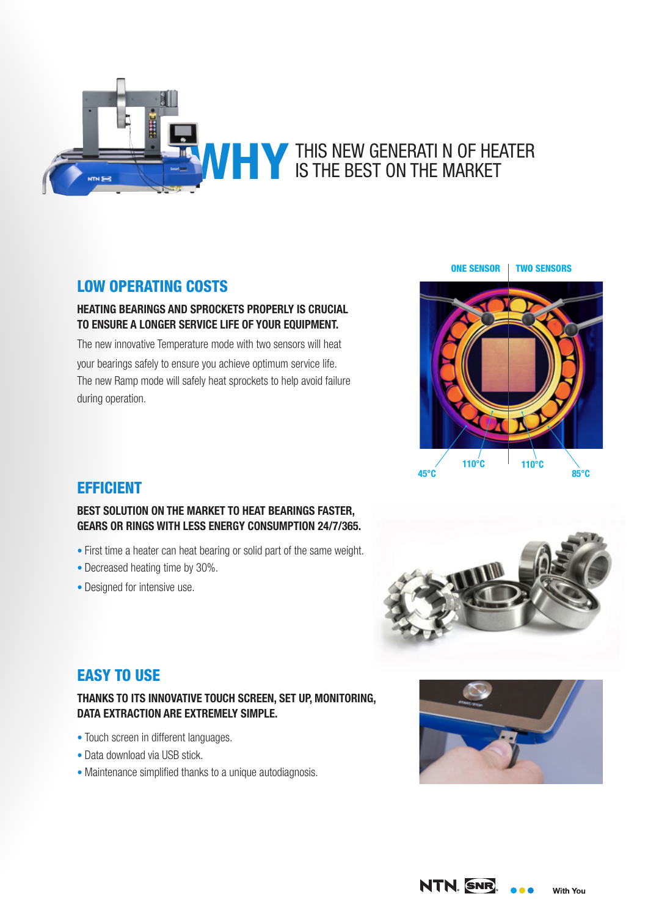# WHY THIS NEW GENERATI N OF HEATER IS THE BEST ON THE MARKET

## LOW OPERATING COSTS

**HEATING BEARINGS AND SPROCKETS PROPERLY IS CRUCIAL TO ENSURE A LONGER SERVICE LIFE OF YOUR EQUIPMENT.**

The new innovative Temperature mode with two sensors will heat your bearings safely to ensure you achieve optimum service life. The new Ramp mode will safely heat sprockets to help avoid failure during operation.

ONE SENSOR | TWO SENSORS

45°C 110°C 110°C 85°C

## EFFICIENT

**BEST SOLUTION ON THE MARKET TO HEAT BEARINGS FASTER, GEARS OR RINGS WITH LESS ENERGY CONSUMPTION 24/7/365.**

- First time a heater can heat bearing or solid part of the same weight.
- Decreased heating time by 30%.
- Designed for intensive use.

## EASY TO USE

**THANKS TO ITS INNOVATIVE TOUCH SCREEN, SET UP, MONITORING, DATA EXTRACTION ARE EXTREMELY SIMPLE.**

- Touch screen in different languages.
- Data download via USB stick.
- Maintenance simplified thanks to a unique autodiagnosis.

NTN SNR With You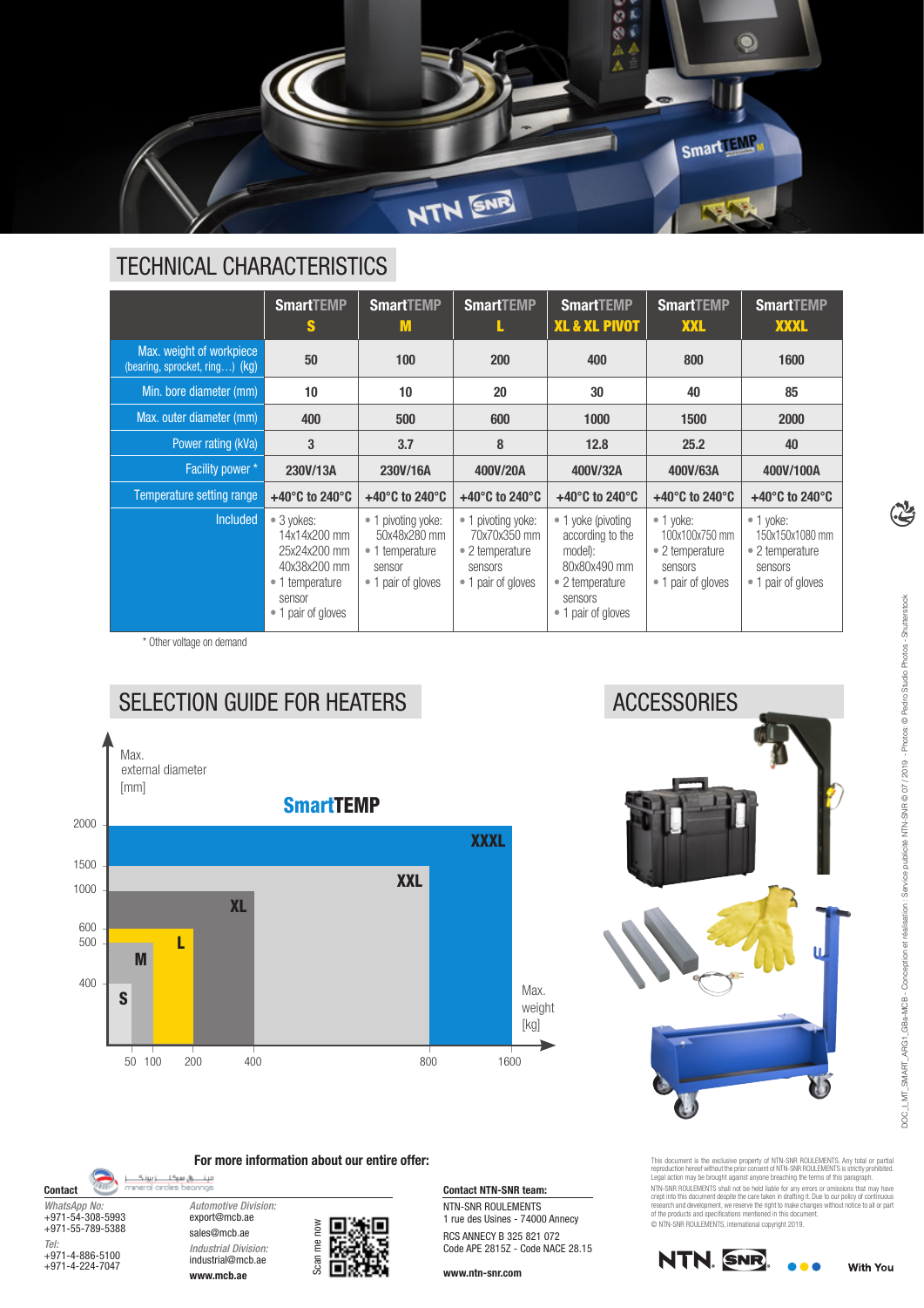## TECHNICAL CHARACTERISTICS

| | SmartTEMP S | SmartTEMP M | SmartTEMP L | SmartTEMP XL & XL PIVOT | SmartTEMP XXL | SmartTEMP XXXL |
|---|---|---|---|---|---|---|
| Max. weight of workpiece (bearing, sprocket, ring…) (kg) | 50 | 100 | 200 | 400 | 800 | 1600 |
| Min. bore diameter (mm) | 10 | 10 | 20 | 30 | 40 | 85 |
| Max. outer diameter (mm) | 400 | 500 | 600 | 1000 | 1500 | 2000 |
| Power rating (kVa) | 3 | 3.7 | 8 | 12.8 | 25.2 | 40 |
| Facility power * | 230V/13A | 230V/16A | 400V/20A | 400V/32A | 400V/63A | 400V/100A |
| Temperature setting range | +40°C to 240°C | +40°C to 240°C | +40°C to 240°C | +40°C to 240°C | +40°C to 240°C | +40°C to 240°C |
| Included | • 3 yokes: 14x14x200 mm 25x24x200 mm 40x38x200 mm • 1 temperature sensor • 1 pair of gloves | • 1 pivoting yoke: 50x48x280 mm • 1 temperature sensor • 1 pair of gloves | • 1 pivoting yoke: 70x70x350 mm • 2 temperature sensors • 1 pair of gloves | • 1 yoke (pivoting according to the model): 80x80x490 mm • 2 temperature sensors • 1 pair of gloves | • 1 yoke: 100x100x750 mm • 2 temperature sensors • 1 pair of gloves | • 1 yoke: 150x150x1080 mm • 2 temperature sensors • 1 pair of gloves |

\* Other voltage on demand

## SELECTION GUIDE FOR HEATERS

SmartTEMP

Max. external diameter [mm]

2000
1500
1000
600
500
400

S
M
L
XL
XXL
XXXL

50 100 200 400 800 1600

Max. weight [kg]

## ACCESSORIES

**For more information about our entire offer:**

**Contact**

*WhatsApp No:*
+971-54-308-5993
+971-55-789-5388

*Tel:*
+971-4-886-5100
+971-4-224-7047

*Automotive Division:*
export@mcb.ae
sales@mcb.ae

*Industrial Division:*
industrial@mcb.ae

**www.mcb.ae**

Scan me now

**Contact NTN-SNR team:**

NTN-SNR ROULEMENTS
1 rue des Usines - 74000 Annecy

RCS ANNECY B 325 821 072
Code APE 2815Z - Code NACE 28.15

**www.ntn-snr.com**

This document is the exclusive property of NTN-SNR ROULEMENTS. Any total or partial reproduction hereof without the prior consent of NTN-SNR ROULEMENTS is strictly prohibited. Legal action may be brought against anyone breaching the terms of this paragraph.
NTN-SNR ROULEMENTS shall not be held liable for any errors or omissions that may have crept into this document despite the care taken in drafting it. Due to our policy of continuous research and development, we reserve the right to make changes without notice to all or part of the products and specifications mentioned in this document.
© NTN-SNR ROULEMENTS, international copyright 2019.

With You

DOC_I_MT_SMART_ARG1_GBa-MCB - Conception et réalisation : Service publicité NTN-SNR © 07 / 2019 - Photos: © Pedro Studio Photos - Shutterstock